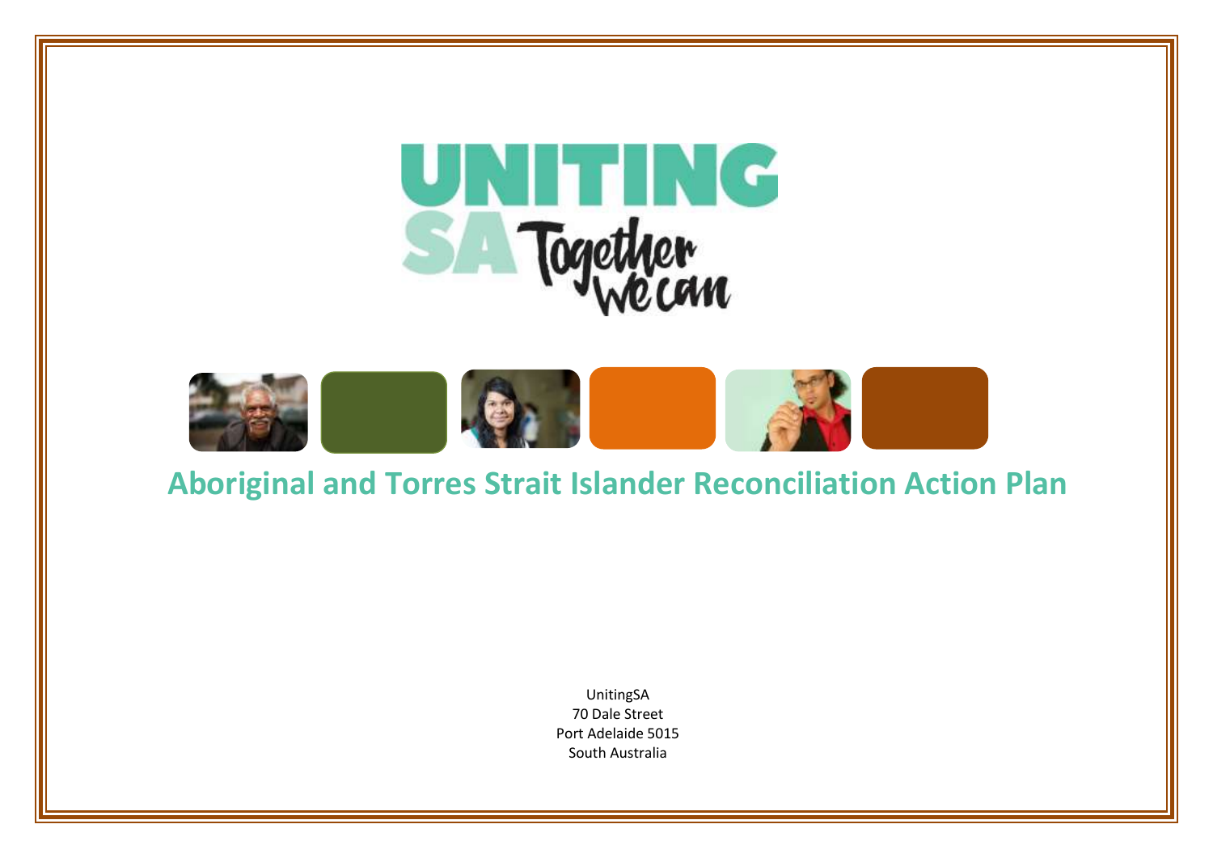UNITING SA Together We can

# Aboriginal and Torres Strait Islander Reconciliation Action Plan

UnitingSA
70 Dale Street
Port Adelaide 5015
South Australia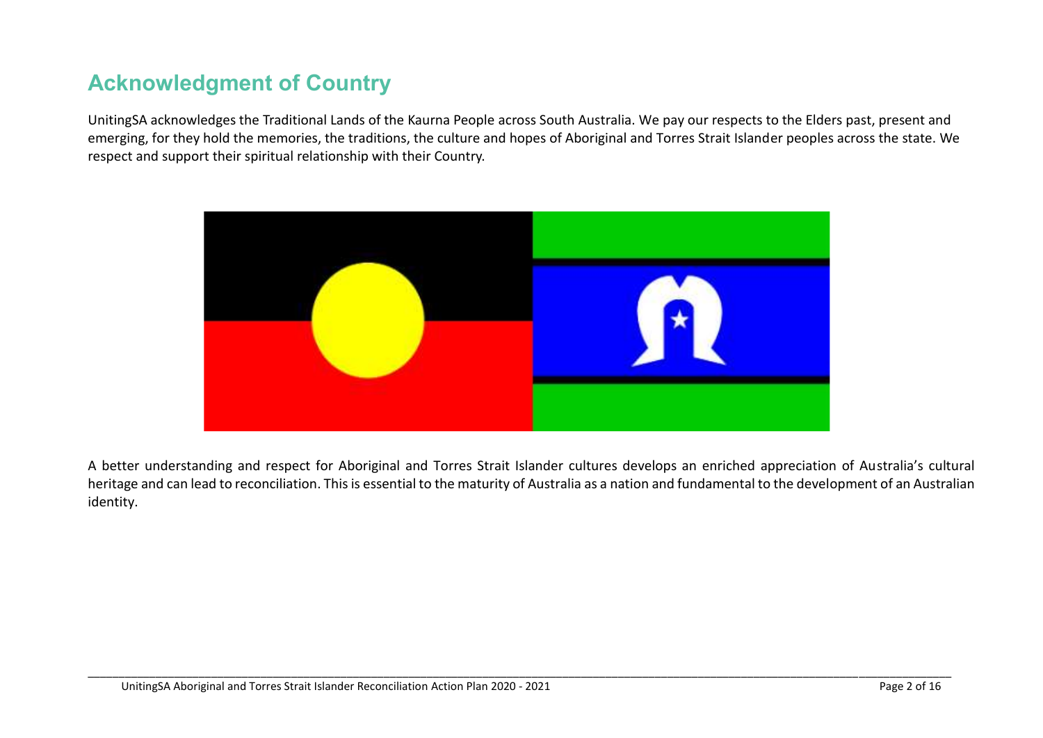## Acknowledgment of Country

UnitingSA acknowledges the Traditional Lands of the Kaurna People across South Australia. We pay our respects to the Elders past, present and emerging, for they hold the memories, the traditions, the culture and hopes of Aboriginal and Torres Strait Islander peoples across the state. We respect and support their spiritual relationship with their Country.

A better understanding and respect for Aboriginal and Torres Strait Islander cultures develops an enriched appreciation of Australia's cultural heritage and can lead to reconciliation. This is essential to the maturity of Australia as a nation and fundamental to the development of an Australian identity.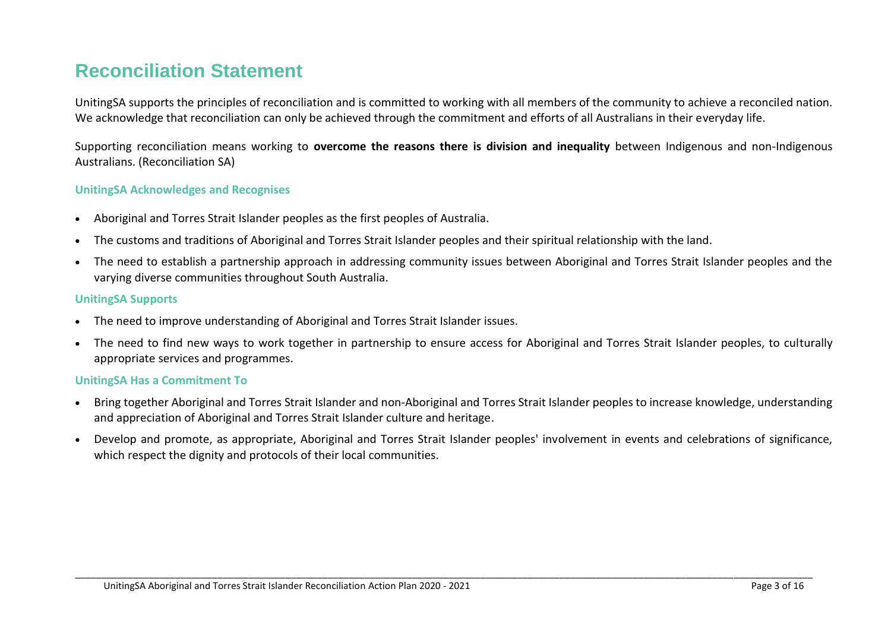# Reconciliation Statement

UnitingSA supports the principles of reconciliation and is committed to working with all members of the community to achieve a reconciled nation. We acknowledge that reconciliation can only be achieved through the commitment and efforts of all Australians in their everyday life.

Supporting reconciliation means working to **overcome the reasons there is division and inequality** between Indigenous and non-Indigenous Australians. (Reconciliation SA)

### UnitingSA Acknowledges and Recognises

- Aboriginal and Torres Strait Islander peoples as the first peoples of Australia.
- The customs and traditions of Aboriginal and Torres Strait Islander peoples and their spiritual relationship with the land.
- The need to establish a partnership approach in addressing community issues between Aboriginal and Torres Strait Islander peoples and the varying diverse communities throughout South Australia.

### UnitingSA Supports

- The need to improve understanding of Aboriginal and Torres Strait Islander issues.
- The need to find new ways to work together in partnership to ensure access for Aboriginal and Torres Strait Islander peoples, to culturally appropriate services and programmes.

### UnitingSA Has a Commitment To

- Bring together Aboriginal and Torres Strait Islander and non-Aboriginal and Torres Strait Islander peoples to increase knowledge, understanding and appreciation of Aboriginal and Torres Strait Islander culture and heritage.
- Develop and promote, as appropriate, Aboriginal and Torres Strait Islander peoples' involvement in events and celebrations of significance, which respect the dignity and protocols of their local communities.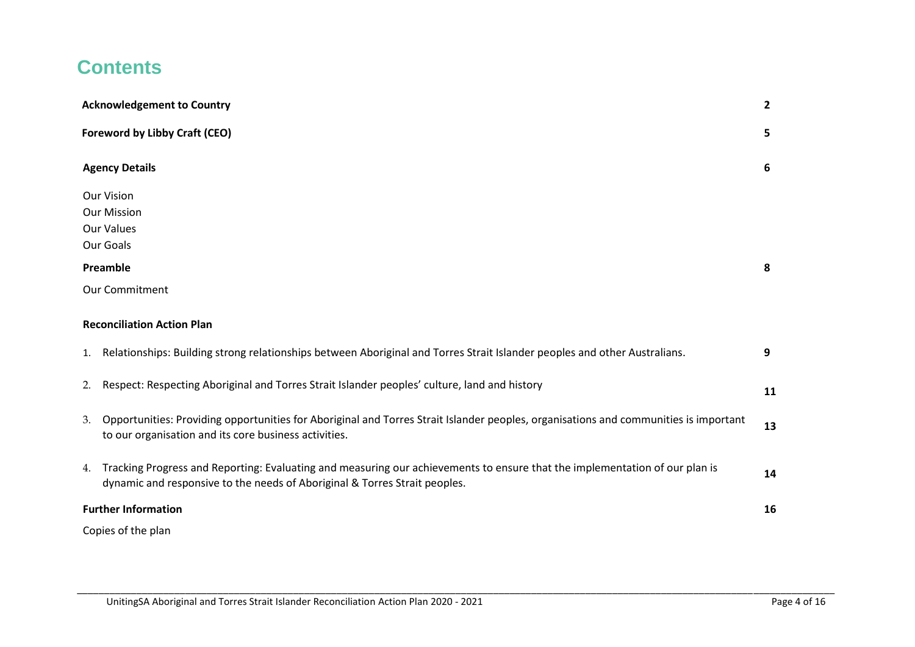# Contents

| | |
|---|---|
| **Acknowledgement to Country** | **2** |
| **Foreword by Libby Craft (CEO)** | **5** |
| **Agency Details** | **6** |
| Our Vision | |
| Our Mission | |
| Our Values | |
| Our Goals | |
| **Preamble** | **8** |
| Our Commitment | |
| **Reconciliation Action Plan** | |
| 1. Relationships: Building strong relationships between Aboriginal and Torres Strait Islander peoples and other Australians. | **9** |
| 2. Respect: Respecting Aboriginal and Torres Strait Islander peoples' culture, land and history | **11** |
| 3. Opportunities: Providing opportunities for Aboriginal and Torres Strait Islander peoples, organisations and communities is important to our organisation and its core business activities. | **13** |
| 4. Tracking Progress and Reporting: Evaluating and measuring our achievements to ensure that the implementation of our plan is dynamic and responsive to the needs of Aboriginal & Torres Strait peoples. | **14** |
| **Further Information** | **16** |
| Copies of the plan | |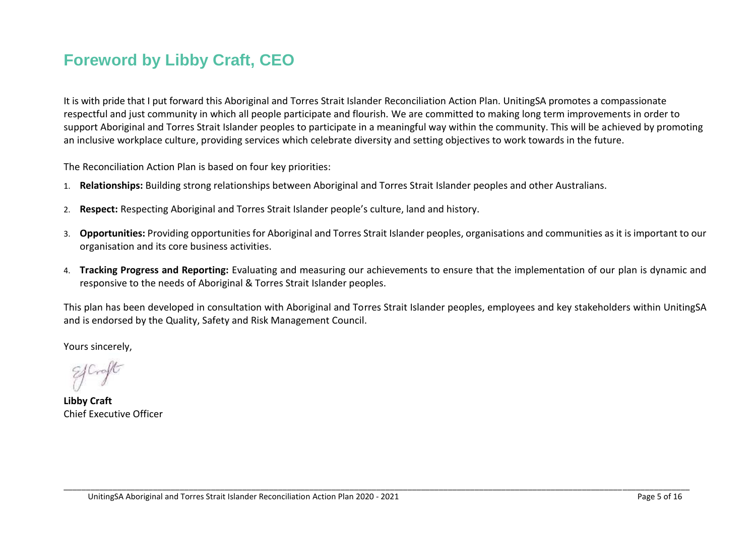# Foreword by Libby Craft, CEO

It is with pride that I put forward this Aboriginal and Torres Strait Islander Reconciliation Action Plan. UnitingSA promotes a compassionate respectful and just community in which all people participate and flourish. We are committed to making long term improvements in order to support Aboriginal and Torres Strait Islander peoples to participate in a meaningful way within the community. This will be achieved by promoting an inclusive workplace culture, providing services which celebrate diversity and setting objectives to work towards in the future.

The Reconciliation Action Plan is based on four key priorities:

1. **Relationships:** Building strong relationships between Aboriginal and Torres Strait Islander peoples and other Australians.
2. **Respect:** Respecting Aboriginal and Torres Strait Islander people's culture, land and history.
3. **Opportunities:** Providing opportunities for Aboriginal and Torres Strait Islander peoples, organisations and communities as it is important to our organisation and its core business activities.
4. **Tracking Progress and Reporting:** Evaluating and measuring our achievements to ensure that the implementation of our plan is dynamic and responsive to the needs of Aboriginal & Torres Strait Islander peoples.

This plan has been developed in consultation with Aboriginal and Torres Strait Islander peoples, employees and key stakeholders within UnitingSA and is endorsed by the Quality, Safety and Risk Management Council.

Yours sincerely,

**Libby Craft**
Chief Executive Officer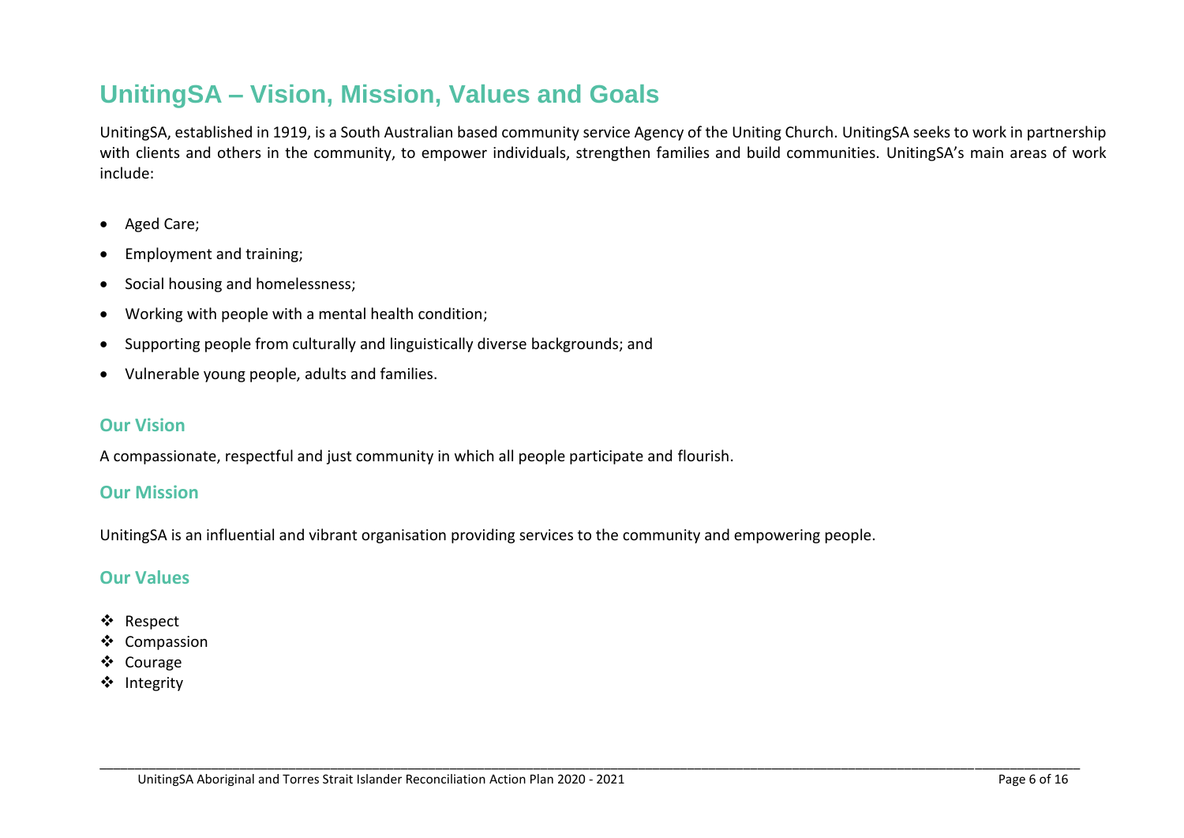# UnitingSA – Vision, Mission, Values and Goals

UnitingSA, established in 1919, is a South Australian based community service Agency of the Uniting Church. UnitingSA seeks to work in partnership with clients and others in the community, to empower individuals, strengthen families and build communities. UnitingSA's main areas of work include:

- Aged Care;
- Employment and training;
- Social housing and homelessness;
- Working with people with a mental health condition;
- Supporting people from culturally and linguistically diverse backgrounds; and
- Vulnerable young people, adults and families.

## Our Vision

A compassionate, respectful and just community in which all people participate and flourish.

## Our Mission

UnitingSA is an influential and vibrant organisation providing services to the community and empowering people.

## Our Values

- Respect
- Compassion
- Courage
- Integrity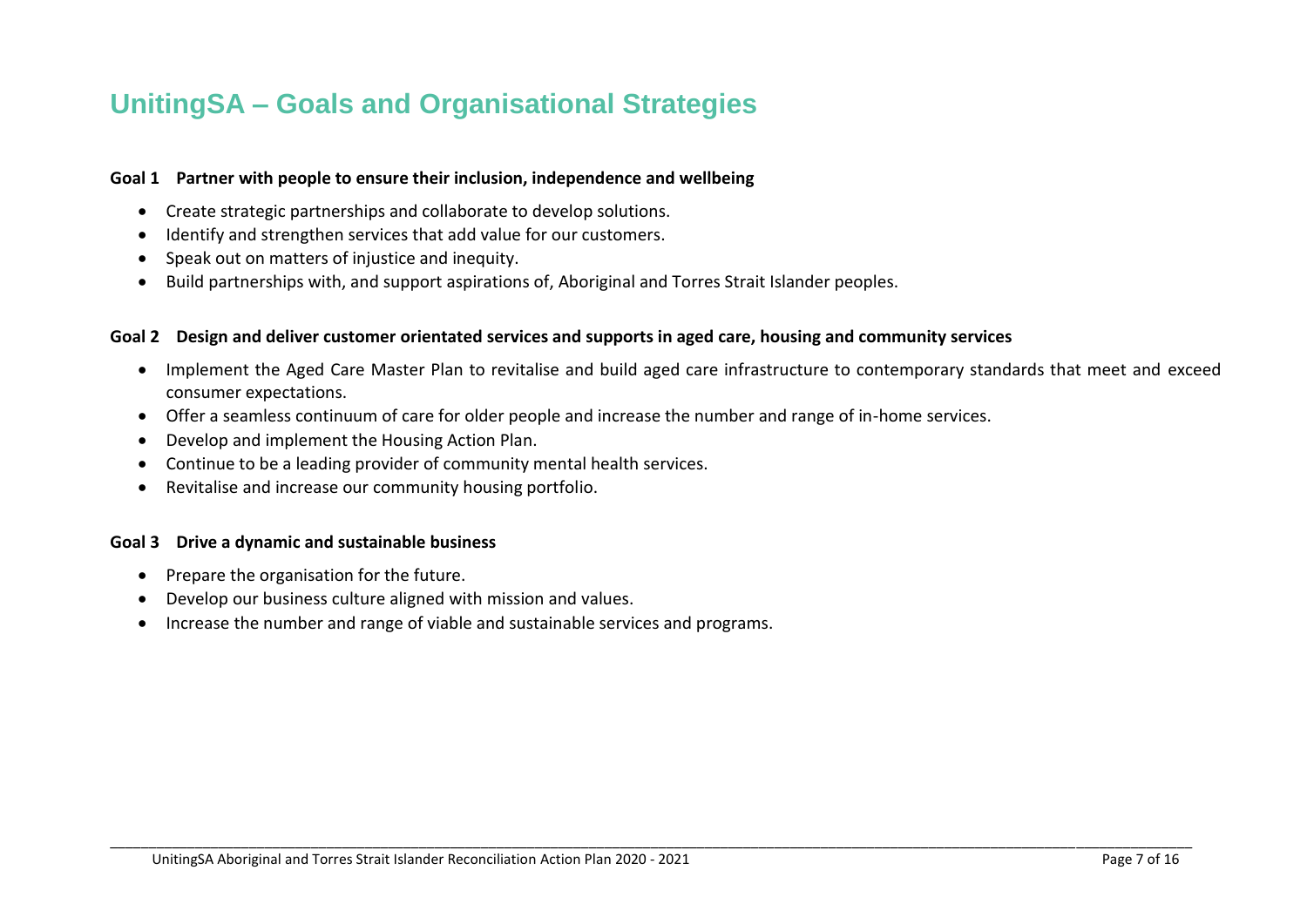# UnitingSA – Goals and Organisational Strategies

**Goal 1 Partner with people to ensure their inclusion, independence and wellbeing**

- Create strategic partnerships and collaborate to develop solutions.
- Identify and strengthen services that add value for our customers.
- Speak out on matters of injustice and inequity.
- Build partnerships with, and support aspirations of, Aboriginal and Torres Strait Islander peoples.

**Goal 2 Design and deliver customer orientated services and supports in aged care, housing and community services**

- Implement the Aged Care Master Plan to revitalise and build aged care infrastructure to contemporary standards that meet and exceed consumer expectations.
- Offer a seamless continuum of care for older people and increase the number and range of in-home services.
- Develop and implement the Housing Action Plan.
- Continue to be a leading provider of community mental health services.
- Revitalise and increase our community housing portfolio.

**Goal 3 Drive a dynamic and sustainable business**

- Prepare the organisation for the future.
- Develop our business culture aligned with mission and values.
- Increase the number and range of viable and sustainable services and programs.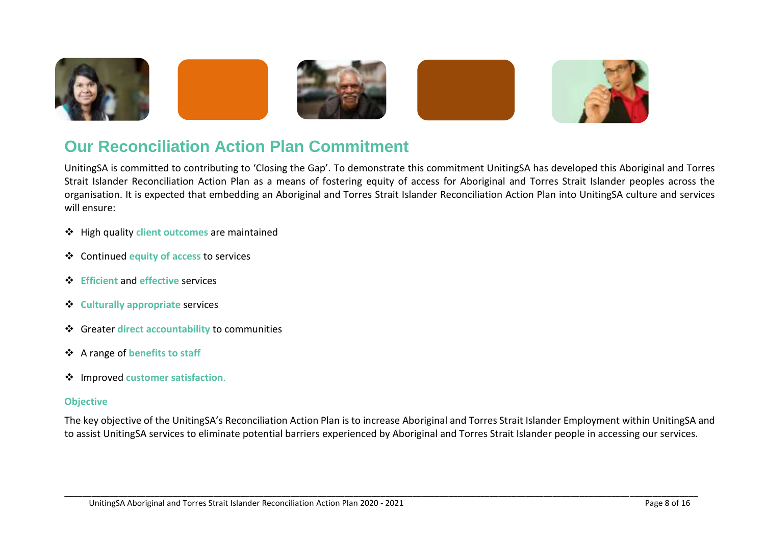## Our Reconciliation Action Plan Commitment

UnitingSA is committed to contributing to 'Closing the Gap'. To demonstrate this commitment UnitingSA has developed this Aboriginal and Torres Strait Islander Reconciliation Action Plan as a means of fostering equity of access for Aboriginal and Torres Strait Islander peoples across the organisation. It is expected that embedding an Aboriginal and Torres Strait Islander Reconciliation Action Plan into UnitingSA culture and services will ensure:

- High quality **client outcomes** are maintained
- Continued **equity of access** to services
- **Efficient** and **effective** services
- **Culturally appropriate** services
- Greater **direct accountability** to communities
- A range of **benefits to staff**
- Improved **customer satisfaction**.

### Objective

The key objective of the UnitingSA's Reconciliation Action Plan is to increase Aboriginal and Torres Strait Islander Employment within UnitingSA and to assist UnitingSA services to eliminate potential barriers experienced by Aboriginal and Torres Strait Islander people in accessing our services.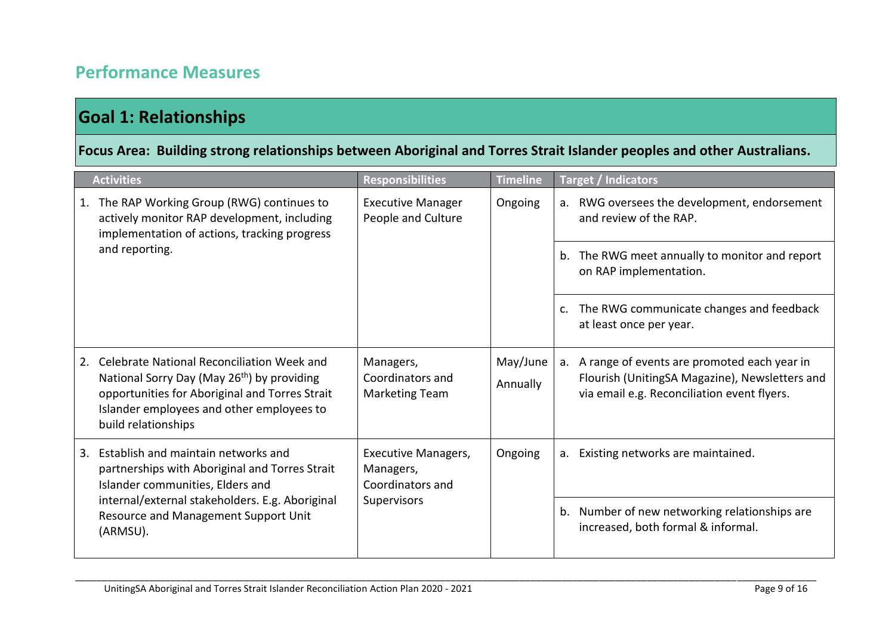## Performance Measures

### Goal 1: Relationships

**Focus Area: Building strong relationships between Aboriginal and Torres Strait Islander peoples and other Australians.**

| Activities | Responsibilities | Timeline | Target / Indicators |
|---|---|---|---|
| 1. The RAP Working Group (RWG) continues to actively monitor RAP development, including implementation of actions, tracking progress and reporting. | Executive Manager People and Culture | Ongoing | a. RWG oversees the development, endorsement and review of the RAP. |
| | | | b. The RWG meet annually to monitor and report on RAP implementation. |
| | | | c. The RWG communicate changes and feedback at least once per year. |
| 2. Celebrate National Reconciliation Week and National Sorry Day (May 26th) by providing opportunities for Aboriginal and Torres Strait Islander employees and other employees to build relationships | Managers, Coordinators and Marketing Team | May/June Annually | a. A range of events are promoted each year in Flourish (UnitingSA Magazine), Newsletters and via email e.g. Reconciliation event flyers. |
| 3. Establish and maintain networks and partnerships with Aboriginal and Torres Strait Islander communities, Elders and internal/external stakeholders. E.g. Aboriginal Resource and Management Support Unit (ARMSU). | Executive Managers, Managers, Coordinators and Supervisors | Ongoing | a. Existing networks are maintained. |
| | | | b. Number of new networking relationships are increased, both formal & informal. |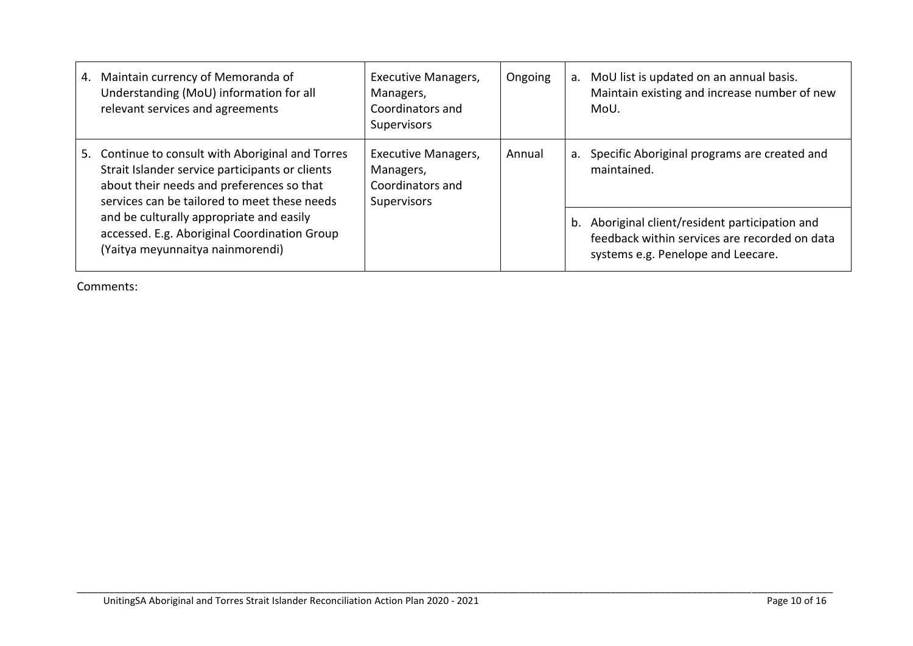| | | | |
|---|---|---|---|
| 4. Maintain currency of Memoranda of Understanding (MoU) information for all relevant services and agreements | Executive Managers, Managers, Coordinators and Supervisors | Ongoing | a. MoU list is updated on an annual basis. Maintain existing and increase number of new MoU. |
| 5. Continue to consult with Aboriginal and Torres Strait Islander service participants or clients about their needs and preferences so that services can be tailored to meet these needs and be culturally appropriate and easily accessed. E.g. Aboriginal Coordination Group (Yaitya meyunnaitya nainmorendi) | Executive Managers, Managers, Coordinators and Supervisors | Annual | a. Specific Aboriginal programs are created and maintained. |
| | | | b. Aboriginal client/resident participation and feedback within services are recorded on data systems e.g. Penelope and Leecare. |

Comments: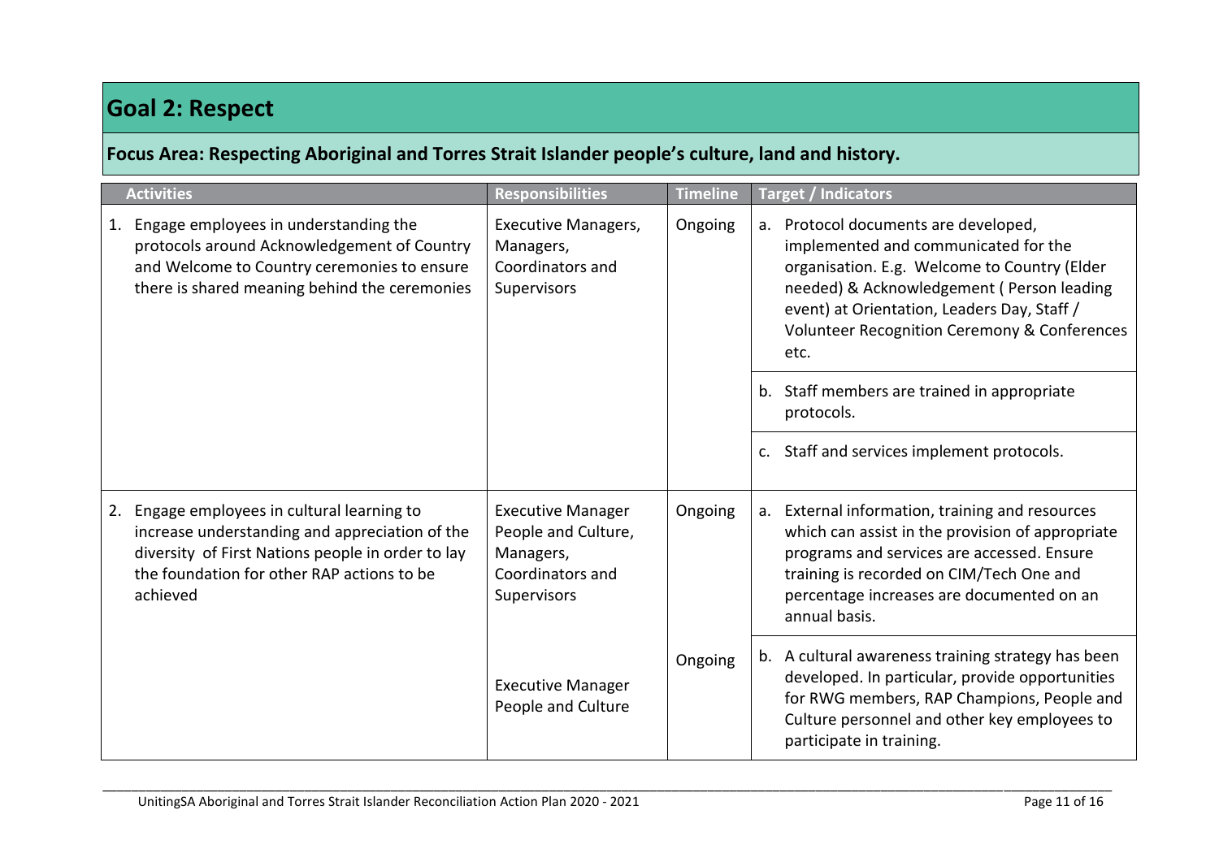# Goal 2: Respect

## Focus Area: Respecting Aboriginal and Torres Strait Islander people's culture, land and history.

| Activities | Responsibilities | Timeline | Target / Indicators |
|---|---|---|---|
| 1. Engage employees in understanding the protocols around Acknowledgement of Country and Welcome to Country ceremonies to ensure there is shared meaning behind the ceremonies | Executive Managers, Managers, Coordinators and Supervisors | Ongoing | a. Protocol documents are developed, implemented and communicated for the organisation. E.g. Welcome to Country (Elder needed) & Acknowledgement ( Person leading event) at Orientation, Leaders Day, Staff / Volunteer Recognition Ceremony & Conferences etc. |
| | | | b. Staff members are trained in appropriate protocols. |
| | | | c. Staff and services implement protocols. |
| 2. Engage employees in cultural learning to increase understanding and appreciation of the diversity of First Nations people in order to lay the foundation for other RAP actions to be achieved | Executive Manager People and Culture, Managers, Coordinators and Supervisors | Ongoing | a. External information, training and resources which can assist in the provision of appropriate programs and services are accessed. Ensure training is recorded on CIM/Tech One and percentage increases are documented on an annual basis. |
| | Executive Manager People and Culture | Ongoing | b. A cultural awareness training strategy has been developed. In particular, provide opportunities for RWG members, RAP Champions, People and Culture personnel and other key employees to participate in training. |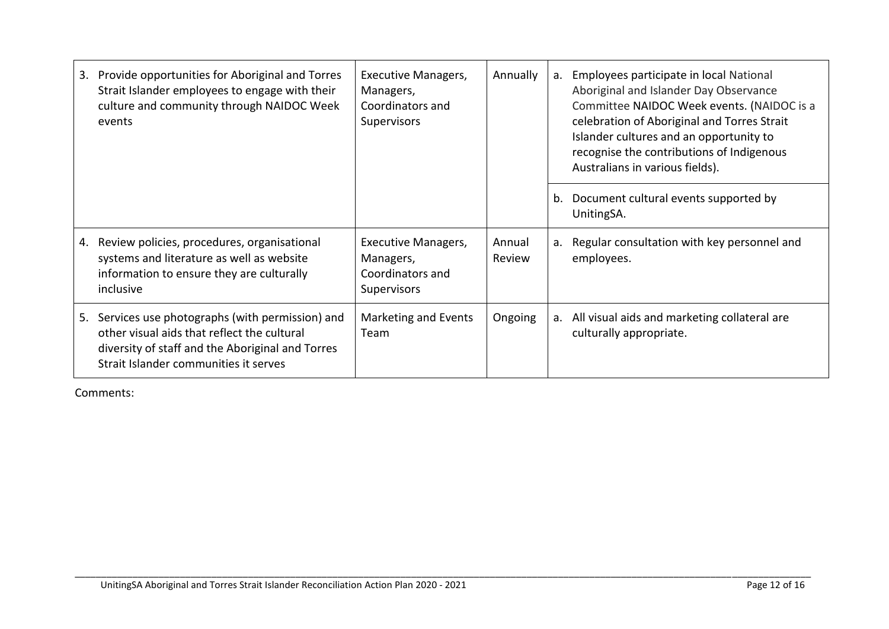| | | | |
|---|---|---|---|
| 3. Provide opportunities for Aboriginal and Torres Strait Islander employees to engage with their culture and community through NAIDOC Week events | Executive Managers, Managers, Coordinators and Supervisors | Annually | a. Employees participate in local National Aboriginal and Islander Day Observance Committee NAIDOC Week events. (NAIDOC is a celebration of Aboriginal and Torres Strait Islander cultures and an opportunity to recognise the contributions of Indigenous Australians in various fields). |
| | | | b. Document cultural events supported by UnitingSA. |
| 4. Review policies, procedures, organisational systems and literature as well as website information to ensure they are culturally inclusive | Executive Managers, Managers, Coordinators and Supervisors | Annual Review | a. Regular consultation with key personnel and employees. |
| 5. Services use photographs (with permission) and other visual aids that reflect the cultural diversity of staff and the Aboriginal and Torres Strait Islander communities it serves | Marketing and Events Team | Ongoing | a. All visual aids and marketing collateral are culturally appropriate. |

Comments: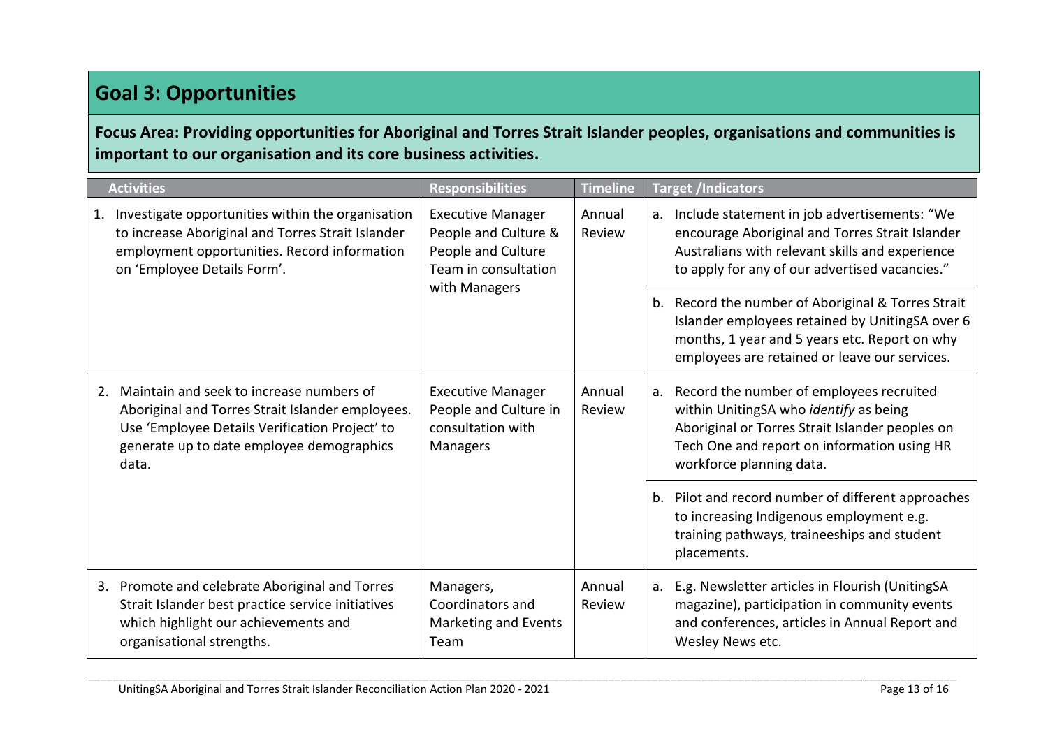## Goal 3: Opportunities

**Focus Area: Providing opportunities for Aboriginal and Torres Strait Islander peoples, organisations and communities is important to our organisation and its core business activities.**

| Activities | Responsibilities | Timeline | Target /Indicators |
|---|---|---|---|
| 1. Investigate opportunities within the organisation to increase Aboriginal and Torres Strait Islander employment opportunities. Record information on 'Employee Details Form'. | Executive Manager People and Culture & People and Culture Team in consultation with Managers | Annual Review | a. Include statement in job advertisements: "We encourage Aboriginal and Torres Strait Islander Australians with relevant skills and experience to apply for any of our advertised vacancies." |
| | | | b. Record the number of Aboriginal & Torres Strait Islander employees retained by UnitingSA over 6 months, 1 year and 5 years etc. Report on why employees are retained or leave our services. |
| 2. Maintain and seek to increase numbers of Aboriginal and Torres Strait Islander employees. Use 'Employee Details Verification Project' to generate up to date employee demographics data. | Executive Manager People and Culture in consultation with Managers | Annual Review | a. Record the number of employees recruited within UnitingSA who *identify* as being Aboriginal or Torres Strait Islander peoples on Tech One and report on information using HR workforce planning data. |
| | | | b. Pilot and record number of different approaches to increasing Indigenous employment e.g. training pathways, traineeships and student placements. |
| 3. Promote and celebrate Aboriginal and Torres Strait Islander best practice service initiatives which highlight our achievements and organisational strengths. | Managers, Coordinators and Marketing and Events Team | Annual Review | a. E.g. Newsletter articles in Flourish (UnitingSA magazine), participation in community events and conferences, articles in Annual Report and Wesley News etc. |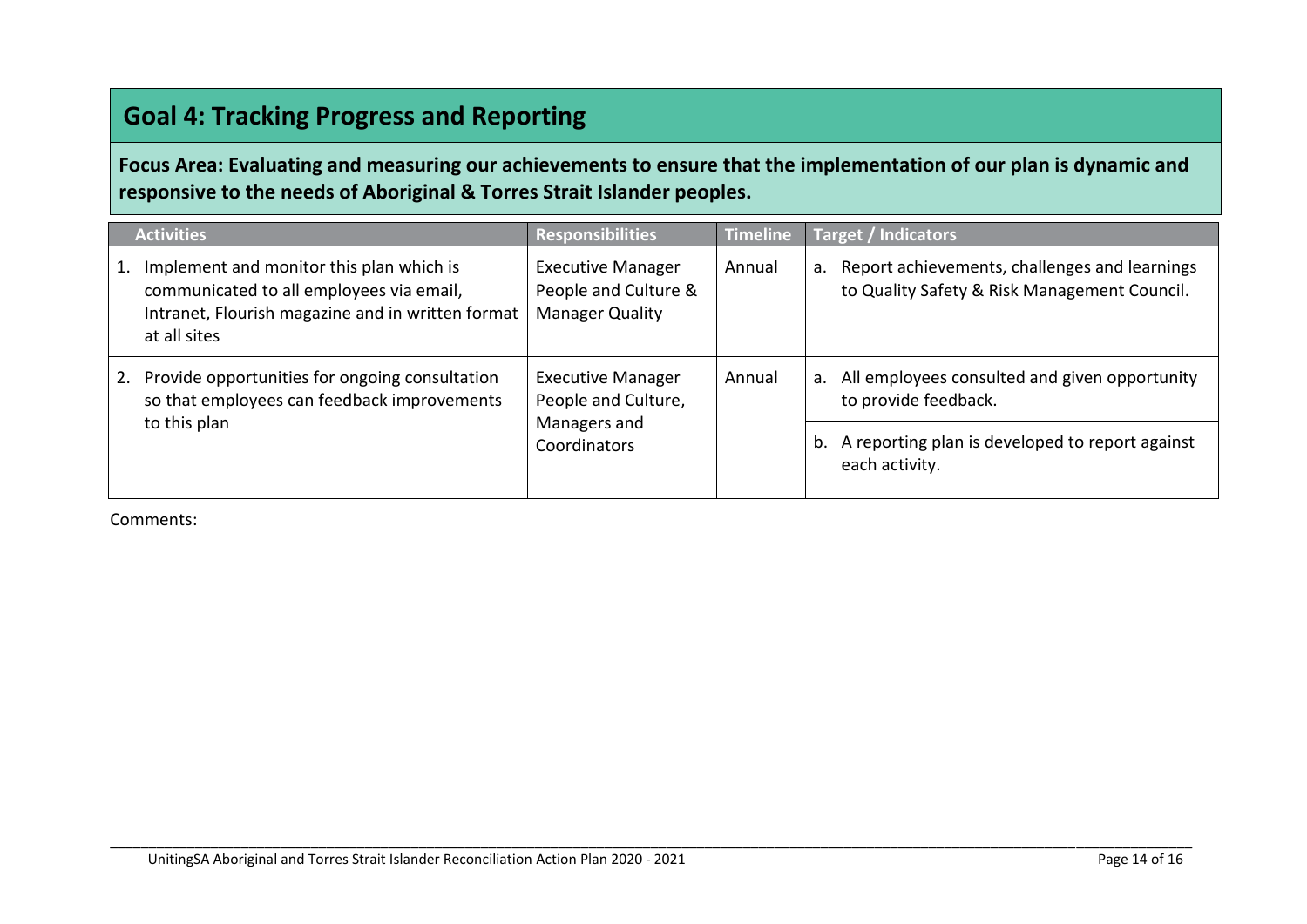## Goal 4: Tracking Progress and Reporting

**Focus Area: Evaluating and measuring our achievements to ensure that the implementation of our plan is dynamic and responsive to the needs of Aboriginal & Torres Strait Islander peoples.**

| Activities | Responsibilities | Timeline | Target / Indicators |
|---|---|---|---|
| 1. Implement and monitor this plan which is communicated to all employees via email, Intranet, Flourish magazine and in written format at all sites | Executive Manager People and Culture & Manager Quality | Annual | a. Report achievements, challenges and learnings to Quality Safety & Risk Management Council. |
| 2. Provide opportunities for ongoing consultation so that employees can feedback improvements to this plan | Executive Manager People and Culture, Managers and Coordinators | Annual | a. All employees consulted and given opportunity to provide feedback. |
| | | | b. A reporting plan is developed to report against each activity. |

Comments: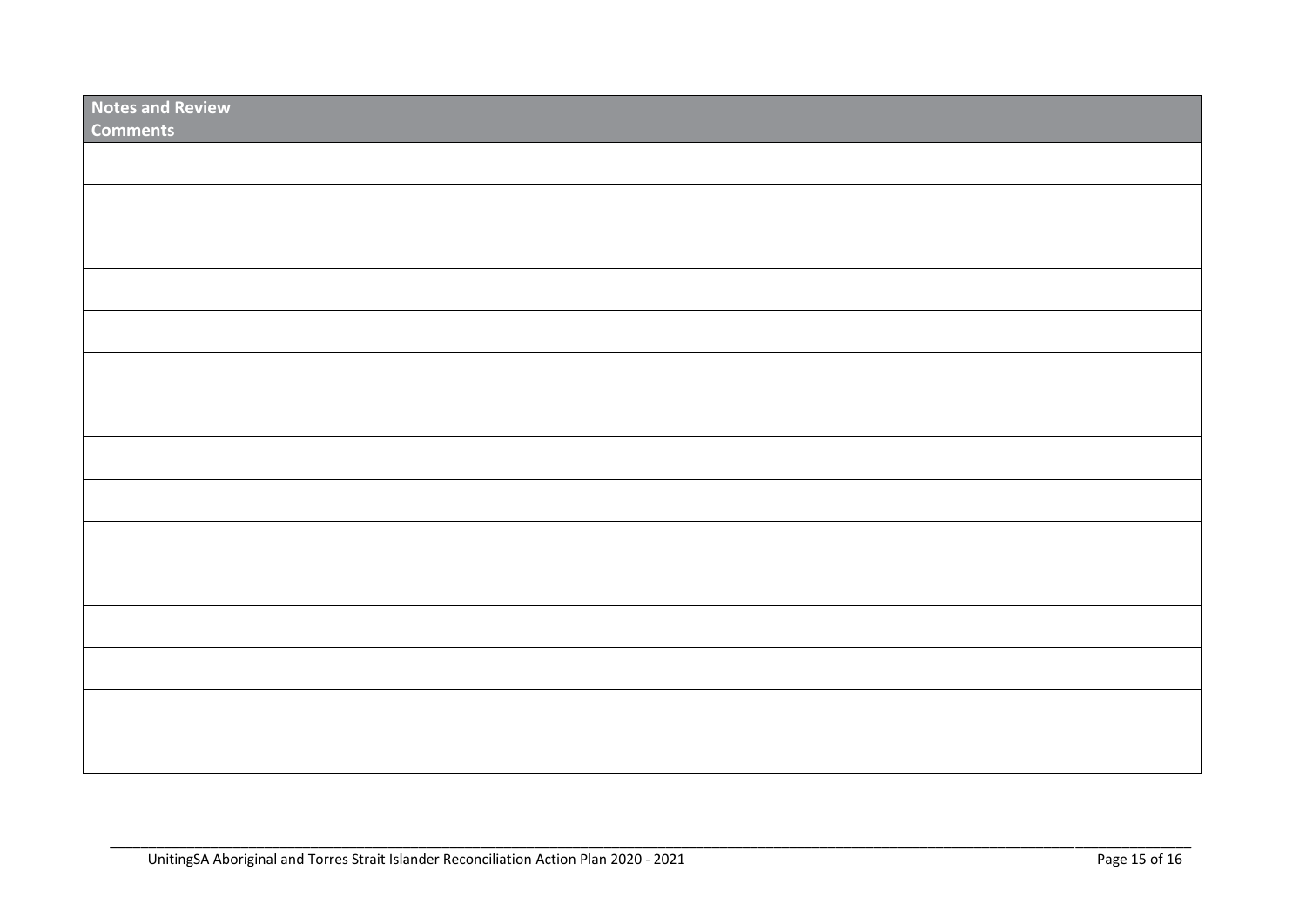| Notes and Review Comments |
| --- |
| |
| |
| |
| |
| |
| |
| |
| |
| |
| |
| |
| |
| |
| |
| |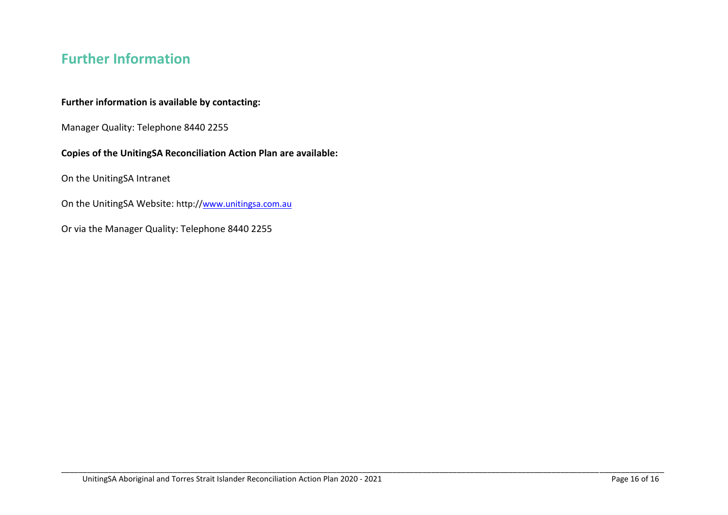# Further Information

**Further information is available by contacting:**

Manager Quality: Telephone 8440 2255

**Copies of the UnitingSA Reconciliation Action Plan are available:**

On the UnitingSA Intranet

On the UnitingSA Website: http://www.unitingsa.com.au

Or via the Manager Quality: Telephone 8440 2255